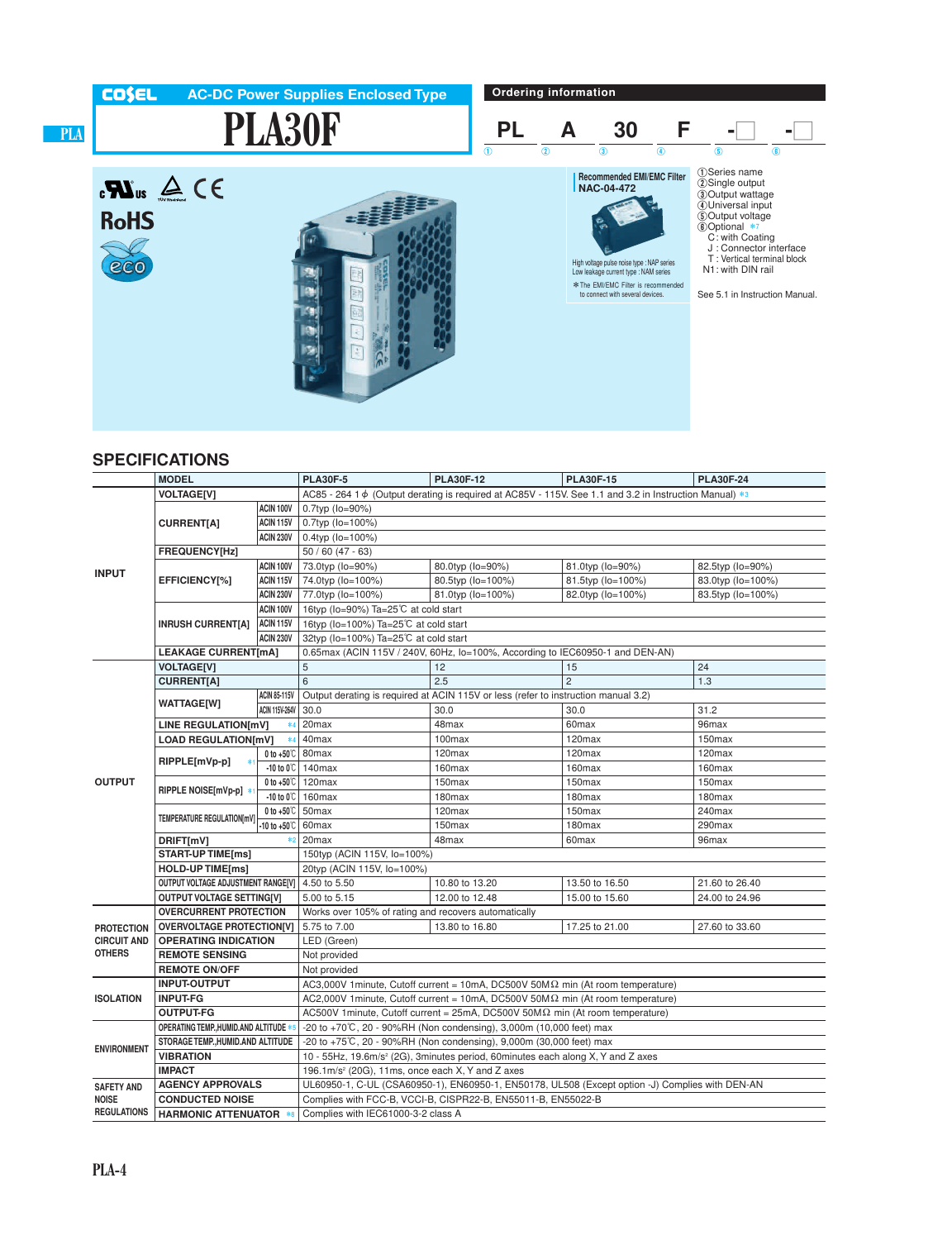COSEL AC-DC Power Supplies Enclosed Type

# PLA30F

RoHS

## Ordering information

PL A 30 F -□ -□

①Series name
②Single output
③Output wattage
④Universal input
⑤Output voltage
⑥Optional *7
 C: with Coating
 J : Connector interface
 T : Vertical terminal block
 N1: with DIN rail

See 5.1 in Instruction Manual.

**Recommended EMI/EMC Filter**
**NAC-04-472**

High voltage pulse noise type : NAP series
Low leakage current type : NAM series
*The EMI/EMC Filter is recommended to connect with several devices.

## SPECIFICATIONS

| | MODEL | | PLA30F-5 | PLA30F-12 | PLA30F-15 | PLA30F-24 |
|---|---|---|---|---|---|---|
| INPUT | VOLTAGE[V] | | AC85 - 264 1φ (Output derating is required at AC85V - 115V. See 1.1 and 3.2 in Instruction Manual) *3 | | | |
| | CURRENT[A] | ACIN 100V | 0.7typ (Io=90%) | | | |
| | | ACIN 115V | 0.7typ (Io=100%) | | | |
| | | ACIN 230V | 0.4typ (Io=100%) | | | |
| | FREQUENCY[Hz] | | 50 / 60 (47 - 63) | | | |
| | EFFICIENCY[%] | ACIN 100V | 73.0typ (Io=90%) | 80.0typ (Io=90%) | 81.0typ (Io=90%) | 82.5typ (Io=90%) |
| | | ACIN 115V | 74.0typ (Io=100%) | 80.5typ (Io=100%) | 81.5typ (Io=100%) | 83.0typ (Io=100%) |
| | | ACIN 230V | 77.0typ (Io=100%) | 81.0typ (Io=100%) | 82.0typ (Io=100%) | 83.5typ (Io=100%) |
| | INRUSH CURRENT[A] | ACIN 100V | 16typ (Io=90%) Ta=25℃ at cold start | | | |
| | | ACIN 115V | 16typ (Io=100%) Ta=25℃ at cold start | | | |
| | | ACIN 230V | 32typ (Io=100%) Ta=25℃ at cold start | | | |
| | LEAKAGE CURRENT[mA] | | 0.65max (ACIN 115V / 240V, 60Hz, Io=100%, According to IEC60950-1 and DEN-AN) | | | |
| OUTPUT | VOLTAGE[V] | | 5 | 12 | 15 | 24 |
| | CURRENT[A] | | 6 | 2.5 | 2 | 1.3 |
| | WATTAGE[W] | ACIN 85-115V | Output derating is required at ACIN 115V or less (refer to instruction manual 3.2) | | | |
| | | ACIN 115V-264V | 30.0 | 30.0 | 30.0 | 31.2 |
| | LINE REGULATION[mV] *4 | | 20max | 48max | 60max | 96max |
| | LOAD REGULATION[mV] *4 | | 40max | 100max | 120max | 150max |
| | RIPPLE[mVp-p] *1 | 0 to +50℃ | 80max | 120max | 120max | 120max |
| | | -10 to 0℃ | 140max | 160max | 160max | 160max |
| | RIPPLE NOISE[mVp-p] *1 | 0 to +50℃ | 120max | 150max | 150max | 150max |
| | | -10 to 0℃ | 160max | 180max | 180max | 180max |
| | TEMPERATURE REGULATION[mV] | 0 to +50℃ | 50max | 120max | 150max | 240max |
| | | -10 to +50℃ | 60max | 150max | 180max | 290max |
| | DRIFT[mV] *2 | | 20max | 48max | 60max | 96max |
| | START-UP TIME[ms] | | 150typ (ACIN 115V, Io=100%) | | | |
| | HOLD-UP TIME[ms] | | 20typ (ACIN 115V, Io=100%) | | | |
| | OUTPUT VOLTAGE ADJUSTMENT RANGE[V] | | 4.50 to 5.50 | 10.80 to 13.20 | 13.50 to 16.50 | 21.60 to 26.40 |
| | OUTPUT VOLTAGE SETTING[V] | | 5.00 to 5.15 | 12.00 to 12.48 | 15.00 to 15.60 | 24.00 to 24.96 |
| PROTECTION CIRCUIT AND OTHERS | OVERCURRENT PROTECTION | | Works over 105% of rating and recovers automatically | | | |
| | OVERVOLTAGE PROTECTION[V] | | 5.75 to 7.00 | 13.80 to 16.80 | 17.25 to 21.00 | 27.60 to 33.60 |
| | OPERATING INDICATION | | LED (Green) | | | |
| | REMOTE SENSING | | Not provided | | | |
| | REMOTE ON/OFF | | Not provided | | | |
| ISOLATION | INPUT-OUTPUT | | AC3,000V 1minute, Cutoff current = 10mA, DC500V 50MΩ min (At room temperature) | | | |
| | INPUT-FG | | AC2,000V 1minute, Cutoff current = 10mA, DC500V 50MΩ min (At room temperature) | | | |
| | OUTPUT-FG | | AC500V 1minute, Cutoff current = 25mA, DC500V 50MΩ min (At room temperature) | | | |
| ENVIRONMENT | OPERATING TEMP.,HUMID.AND ALTITUDE *5 | | -20 to +70℃, 20 - 90%RH (Non condensing), 3,000m (10,000 feet) max | | | |
| | STORAGE TEMP.,HUMID.AND ALTITUDE | | -20 to +75℃, 20 - 90%RH (Non condensing), 9,000m (30,000 feet) max | | | |
| | VIBRATION | | 10 - 55Hz, 19.6m/s² (2G), 3minutes period, 60minutes each along X, Y and Z axes | | | |
| | IMPACT | | 196.1m/s² (20G), 11ms, once each X, Y and Z axes | | | |
| SAFETY AND NOISE REGULATIONS | AGENCY APPROVALS | | UL60950-1, C-UL (CSA60950-1), EN60950-1, EN50178, UL508 (Except option -J) Complies with DEN-AN | | | |
| | CONDUCTED NOISE | | Complies with FCC-B, VCCI-B, CISPR22-B, EN55011-B, EN55022-B | | | |
| | HARMONIC ATTENUATOR *8 | | Complies with IEC61000-3-2 class A | | | |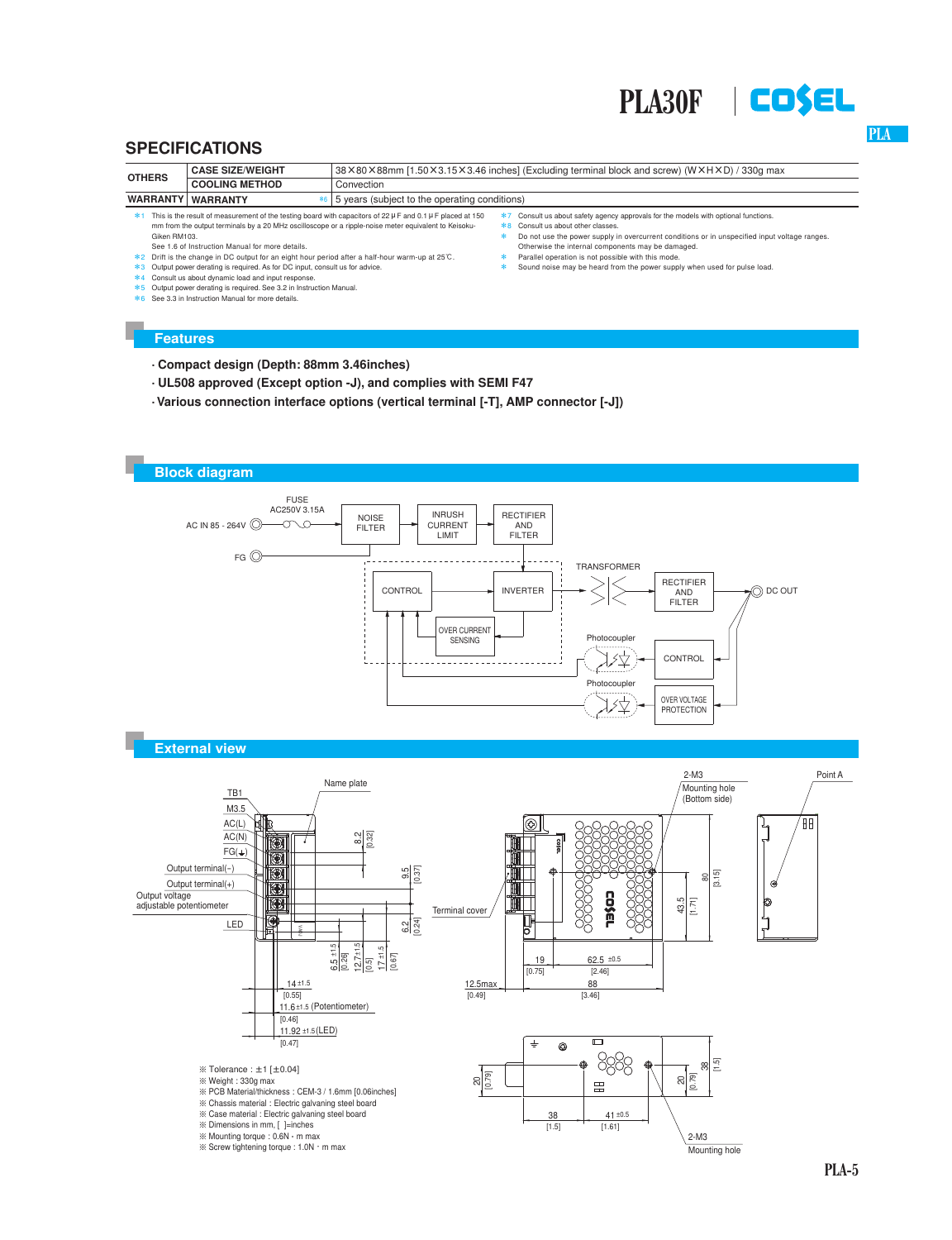## SPECIFICATIONS

| | | |
|---|---|---|
| OTHERS | CASE SIZE/WEIGHT | 38×80×88mm [1.50×3.15×3.46 inches] (Excluding terminal block and screw) (W×H×D) / 330g max |
| | COOLING METHOD | Convection |
| WARRANTY | WARRANTY *6 | 5 years (subject to the operating conditions) |

*1 This is the result of measurement of the testing board with capacitors of 22μF and 0.1μF placed at 150 mm from the output terminals by a 20 MHz oscilloscope or a ripple-noise meter equivalent to Keisoku-Giken RM103.
See 1.6 of Instruction Manual for more details.
*2 Drift is the change in DC output for an eight hour period after a half-hour warm-up at 25℃.
*3 Output power derating is required. As for DC input, consult us for advice.
*4 Consult us about dynamic load and input response.
*5 Output power derating is required. See 3.2 in Instruction Manual.
*6 See 3.3 in Instruction Manual for more details.
*7 Consult us about safety agency approvals for the models with optional functions.
*8 Consult us about other classes.
* Do not use the power supply in overcurrent conditions or in unspecified input voltage ranges. Otherwise the internal components may be damaged.
* Parallel operation is not possible with this mode.
* Sound noise may be heard from the power supply when used for pulse load.

## Features

- Compact design (Depth: 88mm 3.46inches)
- UL508 approved (Except option -J), and complies with SEMI F47
- Various connection interface options (vertical terminal [-T], AMP connector [-J])

## Block diagram

FUSE AC250V 3.15A
AC IN 85 - 264V
FG
NOISE FILTER
INRUSH CURRENT LIMIT
RECTIFIER AND FILTER
CONTROL
INVERTER
OVER CURRENT SENSING
TRANSFORMER
RECTIFIER AND FILTER
DC OUT
Photocoupler
CONTROL
Photocoupler
OVER VOLTAGE PROTECTION

## External view

TB1
M3.5
AC(L)
AC(N)
FG(⏚)
Output terminal(−)
Output terminal(+)
Output voltage adjustable potentiometer
LED
Name plate
Terminal cover
2-M3 Mounting hole (Bottom side)
Point A
2-M3 Mounting hole

8.2 [0.32]
9.5 [0.37]
6.2 [0.24]
6.5 ±1.5 [0.26]
12.7 ±1.5 [0.5]
17 ±1.5 [0.67]
14 ±1.5 [0.55]
11.6 ±1.5 (Potentiometer) [0.46]
11.92 ±1.5 (LED) [0.47]
19 [0.75]
62.5 ±0.5 [2.46]
12.5max [0.49]
88 [3.46]
80 [3.15]
43.5 [1.71]
20 [0.79]
20 [0.79]
38 [1.5]
38 [1.5]
41 ±0.5 [1.61]

※ Tolerance : ±1 [±0.04]
※ Weight : 330g max
※ PCB Material/thickness : CEM-3 / 1.6mm [0.06inches]
※ Chassis material : Electric galvaning steel board
※ Case material : Electric galvaning steel board
※ Dimensions in mm, [ ]=inches
※ Mounting torque : 0.6N・m max
※ Screw tightening torque : 1.0N・m max